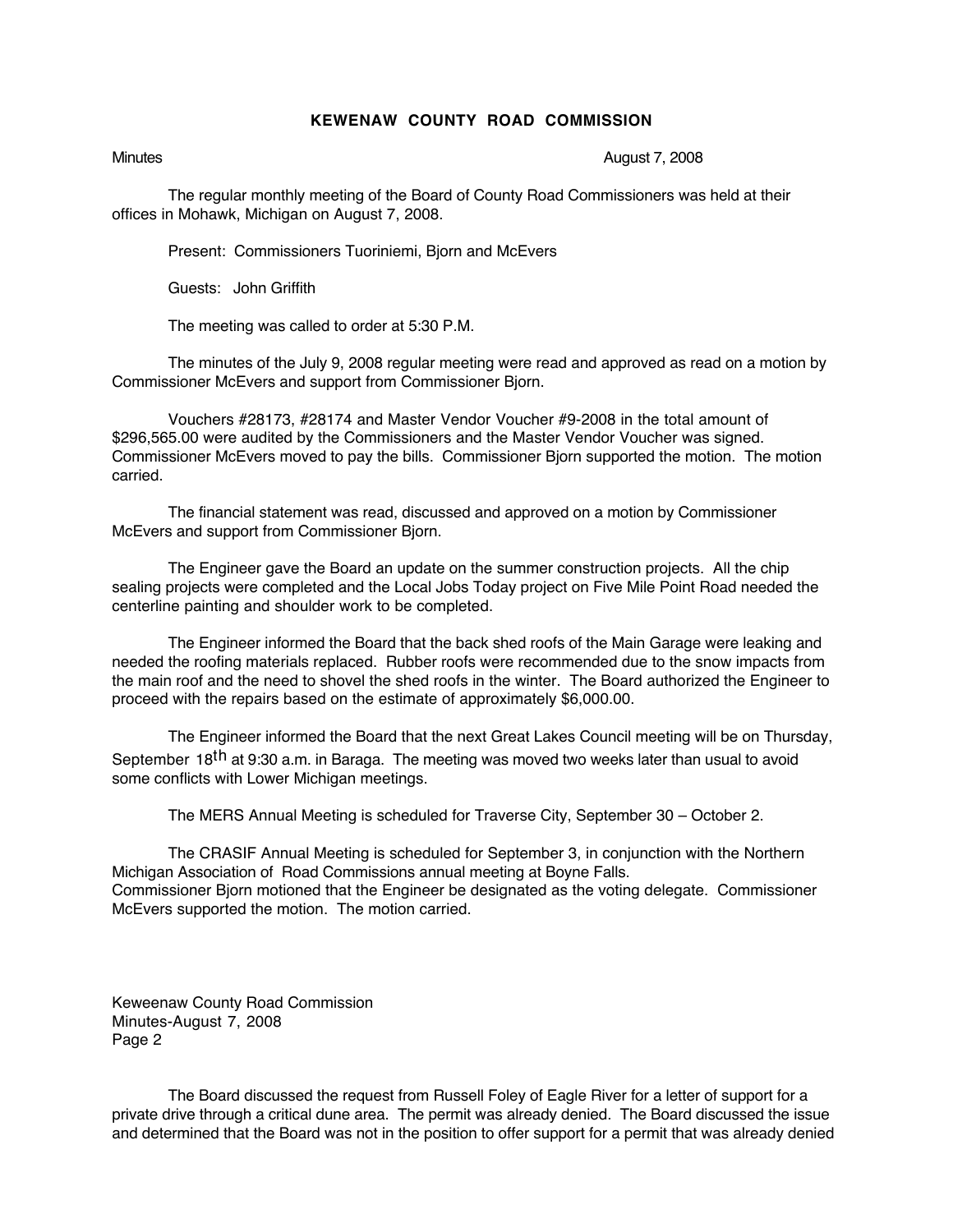**KEWENAW COUNTY ROAD COMMISSION**

Minutes August 7, 2008

The regular monthly meeting of the Board of County Road Commissioners was held at their offices in Mohawk, Michigan on August 7, 2008.

Present: Commissioners Tuoriniemi, Bjorn and McEvers

Guests: John Griffith

The meeting was called to order at 5:30 P.M.

The minutes of the July 9, 2008 regular meeting were read and approved as read on a motion by Commissioner McEvers and support from Commissioner Bjorn.

Vouchers #28173, #28174 and Master Vendor Voucher #9-2008 in the total amount of $296,565.00 were audited by the Commissioners and the Master Vendor Voucher was signed. Commissioner McEvers moved to pay the bills. Commissioner Bjorn supported the motion. The motion carried.

The financial statement was read, discussed and approved on a motion by Commissioner McEvers and support from Commissioner Bjorn.

The Engineer gave the Board an update on the summer construction projects. All the chip sealing projects were completed and the Local Jobs Today project on Five Mile Point Road needed the centerline painting and shoulder work to be completed.

The Engineer informed the Board that the back shed roofs of the Main Garage were leaking and needed the roofing materials replaced. Rubber roofs were recommended due to the snow impacts from the main roof and the need to shovel the shed roofs in the winter. The Board authorized the Engineer to proceed with the repairs based on the estimate of approximately $6,000.00.

The Engineer informed the Board that the next Great Lakes Council meeting will be on Thursday, September 18th at 9:30 a.m. in Baraga. The meeting was moved two weeks later than usual to avoid some conflicts with Lower Michigan meetings.

The MERS Annual Meeting is scheduled for Traverse City, September 30 – October 2.

The CRASIF Annual Meeting is scheduled for September 3, in conjunction with the Northern Michigan Association of Road Commissions annual meeting at Boyne Falls.
Commissioner Bjorn motioned that the Engineer be designated as the voting delegate. Commissioner McEvers supported the motion. The motion carried.

The Board discussed the request from Russell Foley of Eagle River for a letter of support for a private drive through a critical dune area. The permit was already denied. The Board discussed the issue and determined that the Board was not in the position to offer support for a permit that was already denied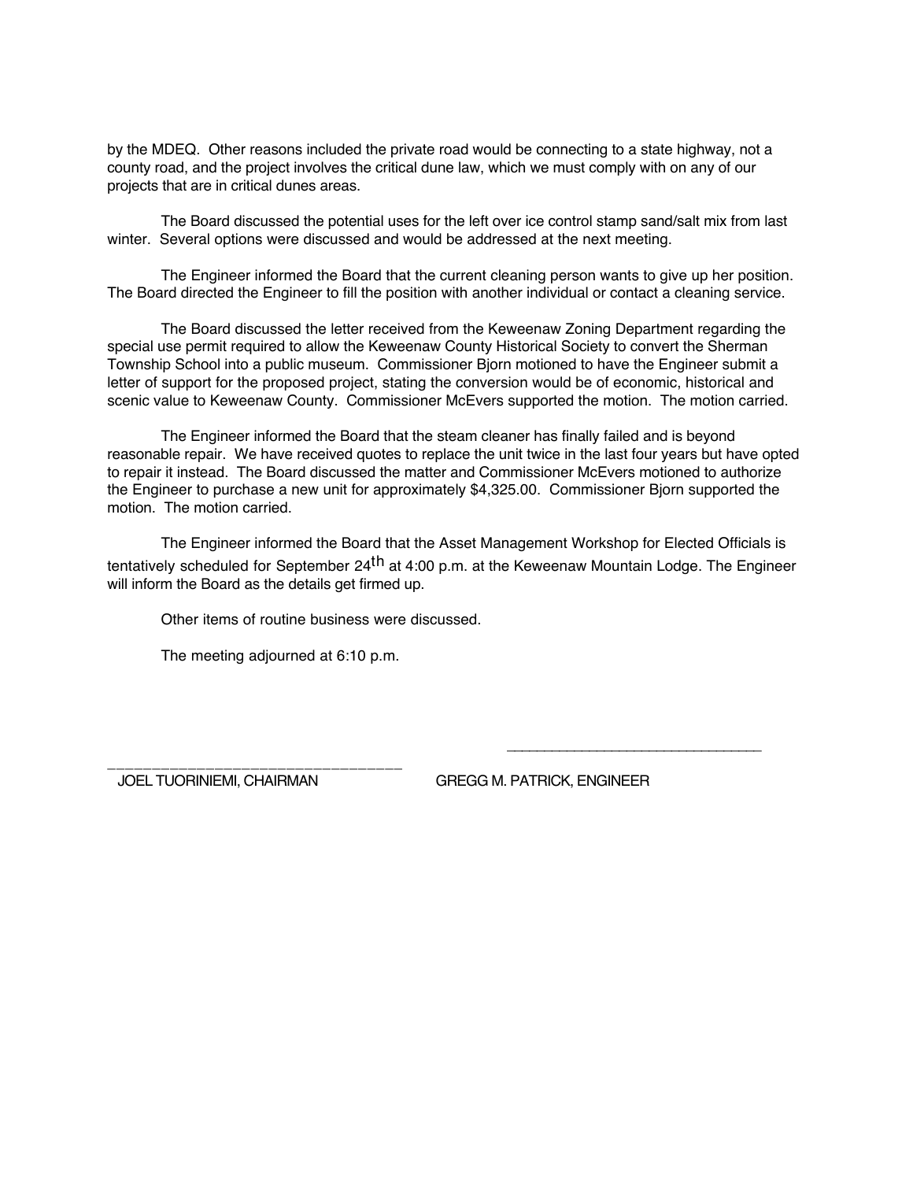by the MDEQ. Other reasons included the private road would be connecting to a state highway, not a county road, and the project involves the critical dune law, which we must comply with on any of our projects that are in critical dunes areas.

The Board discussed the potential uses for the left over ice control stamp sand/salt mix from last winter. Several options were discussed and would be addressed at the next meeting.

The Engineer informed the Board that the current cleaning person wants to give up her position. The Board directed the Engineer to fill the position with another individual or contact a cleaning service.

The Board discussed the letter received from the Keweenaw Zoning Department regarding the special use permit required to allow the Keweenaw County Historical Society to convert the Sherman Township School into a public museum. Commissioner Bjorn motioned to have the Engineer submit a letter of support for the proposed project, stating the conversion would be of economic, historical and scenic value to Keweenaw County. Commissioner McEvers supported the motion. The motion carried.

The Engineer informed the Board that the steam cleaner has finally failed and is beyond reasonable repair. We have received quotes to replace the unit twice in the last four years but have opted to repair it instead. The Board discussed the matter and Commissioner McEvers motioned to authorize the Engineer to purchase a new unit for approximately $4,325.00. Commissioner Bjorn supported the motion. The motion carried.

The Engineer informed the Board that the Asset Management Workshop for Elected Officials is tentatively scheduled for September 24th at 4:00 p.m. at the Keweenaw Mountain Lodge. The Engineer will inform the Board as the details get firmed up.

Other items of routine business were discussed.

The meeting adjourned at 6:10 p.m.

\_\_\_\_\_\_\_\_\_\_\_\_\_\_\_\_\_\_\_\_\_\_\_\_\_\_\_\_\_\_\_\_\_\_ \_\_\_\_\_\_\_\_\_\_\_\_\_\_\_\_\_\_\_\_\_\_\_\_\_\_\_\_\_\_\_\_\_\_

JOEL TUORINIEMI, CHAIRMAN GREGG M. PATRICK, ENGINEER